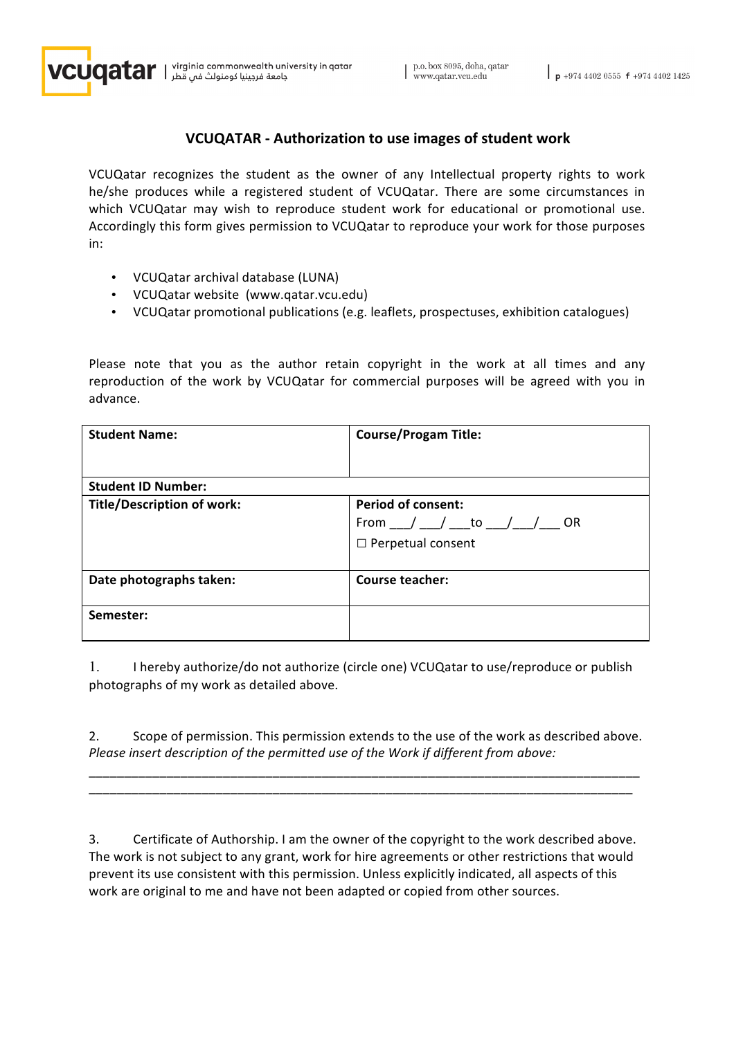# VCUQATAR - Authorization to use images of student work

VCUQatar recognizes the student as the owner of any Intellectual property rights to work he/she produces while a registered student of VCUQatar. There are some circumstances in which VCUQatar may wish to reproduce student work for educational or promotional use. Accordingly this form gives permission to VCUQatar to reproduce your work for those purposes in:

- VCUQatar archival database (LUNA)
- VCUQatar website (www.qatar.vcu.edu)
- VCUQatar promotional publications (e.g. leaflets, prospectuses, exhibition catalogues)

Please note that you as the author retain copyright in the work at all times and any reproduction of the work by VCUQatar for commercial purposes will be agreed with you in advance.

| **Student Name:** | **Course/Progam Title:** |
|---|---|
| **Student ID Number:** | |
| **Title/Description of work:** | **Period of consent:** From ___/ ___/ ___to ___/___/___ OR ☐ Perpetual consent |
| **Date photographs taken:** | **Course teacher:** |
| **Semester:** | |

1. I hereby authorize/do not authorize (circle one) VCUQatar to use/reproduce or publish photographs of my work as detailed above.

2. Scope of permission. This permission extends to the use of the work as described above. *Please insert description of the permitted use of the Work if different from above:*

_______________________________________________________________________________
_______________________________________________________________________________

3. Certificate of Authorship. I am the owner of the copyright to the work described above. The work is not subject to any grant, work for hire agreements or other restrictions that would prevent its use consistent with this permission. Unless explicitly indicated, all aspects of this work are original to me and have not been adapted or copied from other sources.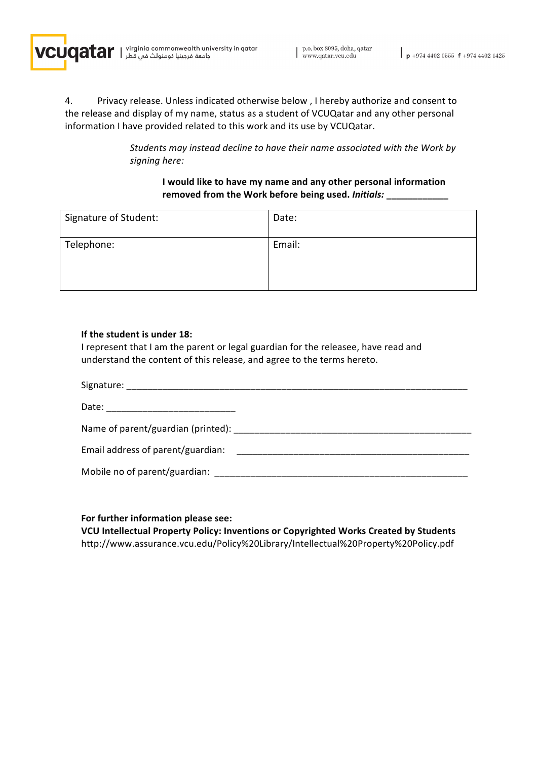4. Privacy release. Unless indicated otherwise below , I hereby authorize and consent to the release and display of my name, status as a student of VCUQatar and any other personal information I have provided related to this work and its use by VCUQatar.

*Students may instead decline to have their name associated with the Work by signing here:*

**I would like to have my name and any other personal information removed from the Work before being used. *Initials:* ____________**

| | |
|---|---|
| Signature of Student: | Date: |
| Telephone: | Email: |

**If the student is under 18:**
I represent that I am the parent or legal guardian for the releasee, have read and understand the content of this release, and agree to the terms hereto.

Signature: ______________________________________________________________________

Date: _________________________

Name of parent/guardian (printed): _________________________________________________

Email address of parent/guardian: ______________________________________________

Mobile no of parent/guardian: __________________________________________________

**For further information please see:**
**VCU Intellectual Property Policy: Inventions or Copyrighted Works Created by Students**
http://www.assurance.vcu.edu/Policy%20Library/Intellectual%20Property%20Policy.pdf